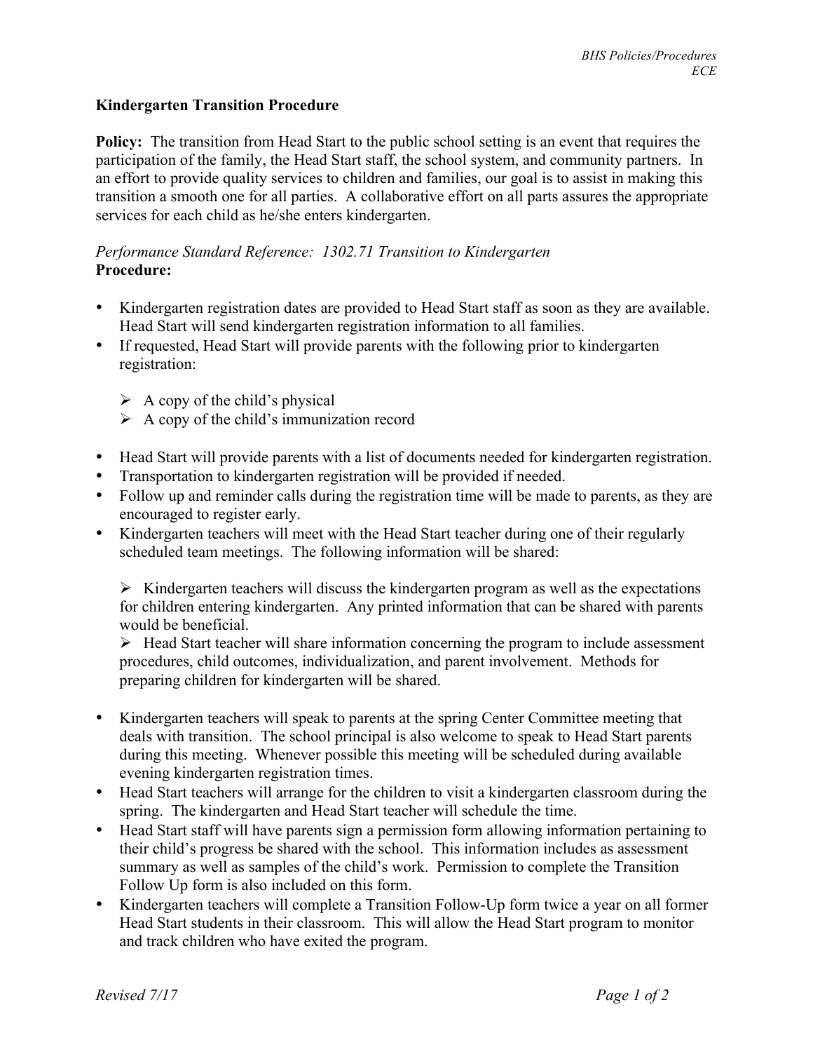# Kindergarten Transition Procedure

**Policy:** The transition from Head Start to the public school setting is an event that requires the participation of the family, the Head Start staff, the school system, and community partners. In an effort to provide quality services to children and families, our goal is to assist in making this transition a smooth one for all parties. A collaborative effort on all parts assures the appropriate services for each child as he/she enters kindergarten.

*Performance Standard Reference: 1302.71 Transition to Kindergarten*

**Procedure:**

- Kindergarten registration dates are provided to Head Start staff as soon as they are available. Head Start will send kindergarten registration information to all families.
- If requested, Head Start will provide parents with the following prior to kindergarten registration:
  - A copy of the child's physical
  - A copy of the child's immunization record
- Head Start will provide parents with a list of documents needed for kindergarten registration.
- Transportation to kindergarten registration will be provided if needed.
- Follow up and reminder calls during the registration time will be made to parents, as they are encouraged to register early.
- Kindergarten teachers will meet with the Head Start teacher during one of their regularly scheduled team meetings. The following information will be shared:
  - Kindergarten teachers will discuss the kindergarten program as well as the expectations for children entering kindergarten. Any printed information that can be shared with parents would be beneficial.
  - Head Start teacher will share information concerning the program to include assessment procedures, child outcomes, individualization, and parent involvement. Methods for preparing children for kindergarten will be shared.
- Kindergarten teachers will speak to parents at the spring Center Committee meeting that deals with transition. The school principal is also welcome to speak to Head Start parents during this meeting. Whenever possible this meeting will be scheduled during available evening kindergarten registration times.
- Head Start teachers will arrange for the children to visit a kindergarten classroom during the spring. The kindergarten and Head Start teacher will schedule the time.
- Head Start staff will have parents sign a permission form allowing information pertaining to their child's progress be shared with the school. This information includes as assessment summary as well as samples of the child's work. Permission to complete the Transition Follow Up form is also included on this form.
- Kindergarten teachers will complete a Transition Follow-Up form twice a year on all former Head Start students in their classroom. This will allow the Head Start program to monitor and track children who have exited the program.

*Revised 7/17*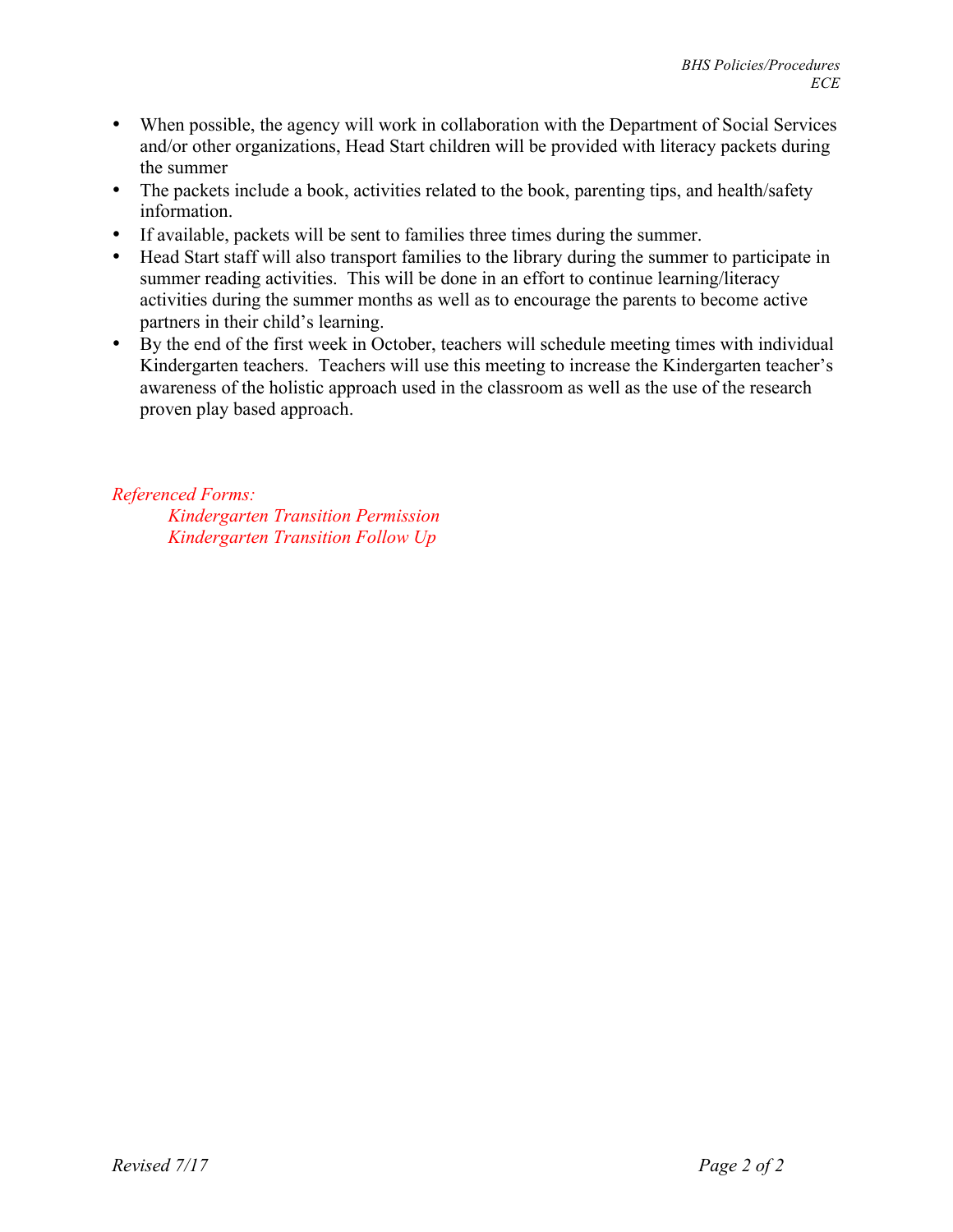- When possible, the agency will work in collaboration with the Department of Social Services and/or other organizations, Head Start children will be provided with literacy packets during the summer
- The packets include a book, activities related to the book, parenting tips, and health/safety information.
- If available, packets will be sent to families three times during the summer.
- Head Start staff will also transport families to the library during the summer to participate in summer reading activities. This will be done in an effort to continue learning/literacy activities during the summer months as well as to encourage the parents to become active partners in their child's learning.
- By the end of the first week in October, teachers will schedule meeting times with individual Kindergarten teachers. Teachers will use this meeting to increase the Kindergarten teacher's awareness of the holistic approach used in the classroom as well as the use of the research proven play based approach.

*Referenced Forms:*

*Kindergarten Transition Permission*

*Kindergarten Transition Follow Up*

*Revised 7/17*